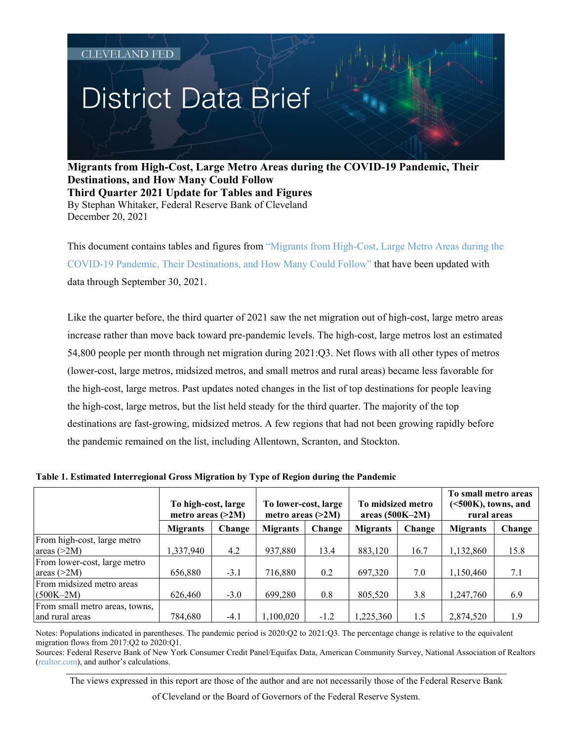CLEVELAND FED

# District Data Brief

**Migrants from High-Cost, Large Metro Areas during the COVID-19 Pandemic, Their Destinations, and How Many Could Follow**
**Third Quarter 2021 Update for Tables and Figures**
By Stephan Whitaker, Federal Reserve Bank of Cleveland
December 20, 2021

This document contains tables and figures from "Migrants from High-Cost, Large Metro Areas during the COVID-19 Pandemic, Their Destinations, and How Many Could Follow" that have been updated with data through September 30, 2021.

Like the quarter before, the third quarter of 2021 saw the net migration out of high-cost, large metro areas increase rather than move back toward pre-pandemic levels. The high-cost, large metros lost an estimated 54,800 people per month through net migration during 2021:Q3. Net flows with all other types of metros (lower-cost, large metros, midsized metros, and small metros and rural areas) became less favorable for the high-cost, large metros. Past updates noted changes in the list of top destinations for people leaving the high-cost, large metros, but the list held steady for the third quarter. The majority of the top destinations are fast-growing, midsized metros. A few regions that had not been growing rapidly before the pandemic remained on the list, including Allentown, Scranton, and Stockton.

**Table 1. Estimated Interregional Gross Migration by Type of Region during the Pandemic**

| | To high-cost, large metro areas (>2M) | | To lower-cost, large metro areas (>2M) | | To midsized metro areas (500K–2M) | | To small metro areas (<500K), towns, and rural areas | |
|---|---|---|---|---|---|---|---|---|
| | Migrants | Change | Migrants | Change | Migrants | Change | Migrants | Change |
| From high-cost, large metro areas (>2M) | 1,337,940 | 4.2 | 937,880 | 13.4 | 883,120 | 16.7 | 1,132,860 | 15.8 |
| From lower-cost, large metro areas (>2M) | 656,880 | -3.1 | 716,880 | 0.2 | 697,320 | 7.0 | 1,150,460 | 7.1 |
| From midsized metro areas (500K–2M) | 626,460 | -3.0 | 699,280 | 0.8 | 805,520 | 3.8 | 1,247,760 | 6.9 |
| From small metro areas, towns, and rural areas | 784,680 | -4.1 | 1,100,020 | -1.2 | 1,225,360 | 1.5 | 2,874,520 | 1.9 |

Notes: Populations indicated in parentheses. The pandemic period is 2020:Q2 to 2021:Q3. The percentage change is relative to the equivalent migration flows from 2017:Q2 to 2020:Q1.
Sources: Federal Reserve Bank of New York Consumer Credit Panel/Equifax Data, American Community Survey, National Association of Realtors (realtor.com), and author's calculations.

The views expressed in this report are those of the author and are not necessarily those of the Federal Reserve Bank of Cleveland or the Board of Governors of the Federal Reserve System.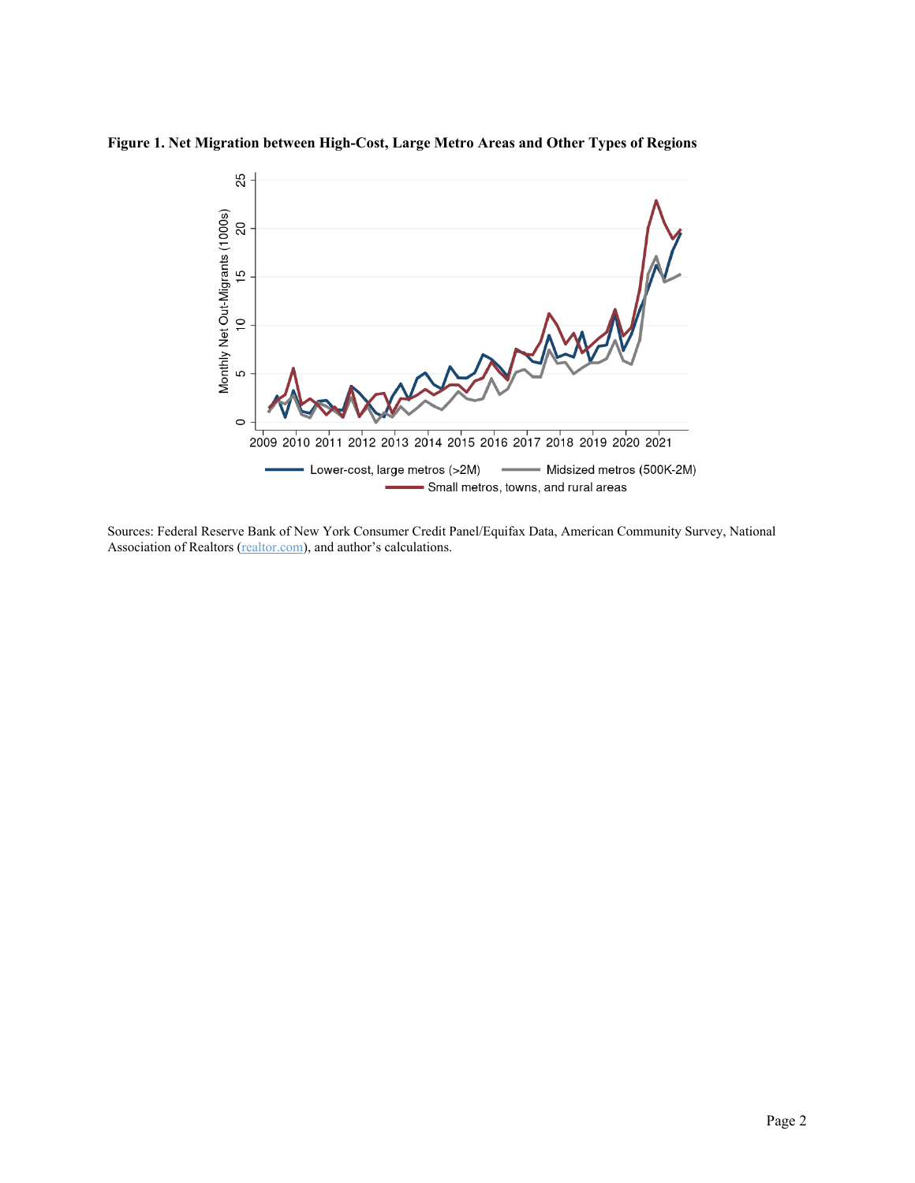**Figure 1. Net Migration between High-Cost, Large Metro Areas and Other Types of Regions**

Monthly Net Out-Migrants (1000s)

0
5
10
15
20
25

2009 2010 2011 2012 2013 2014 2015 2016 2017 2018 2019 2020 2021

Lower-cost, large metros (>2M)
Midsized metros (500K-2M)
Small metros, towns, and rural areas

Sources: Federal Reserve Bank of New York Consumer Credit Panel/Equifax Data, American Community Survey, National Association of Realtors (realtor.com), and author's calculations.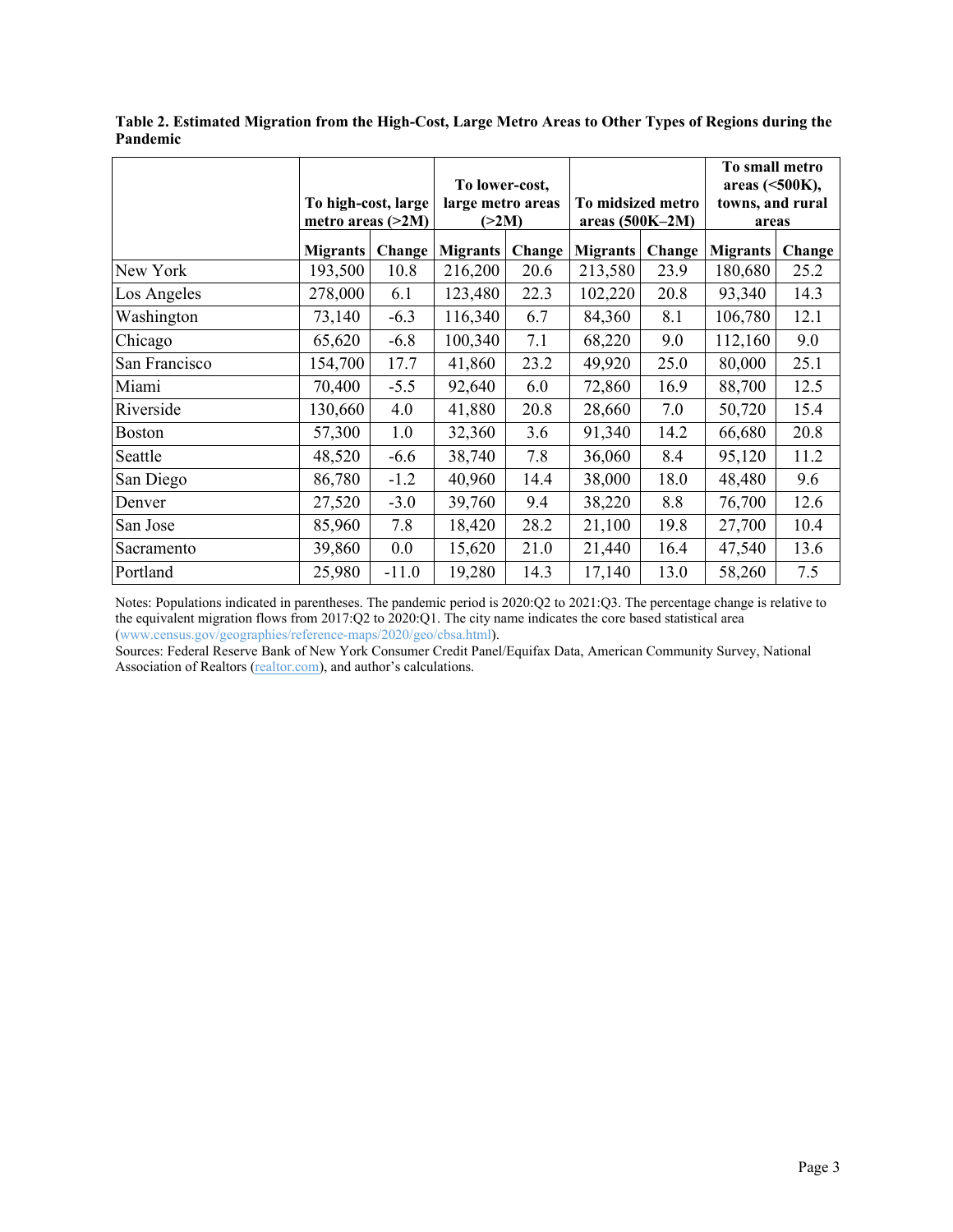**Table 2. Estimated Migration from the High-Cost, Large Metro Areas to Other Types of Regions during the Pandemic**

| | To high-cost, large metro areas (>2M) | | To lower-cost, large metro areas (>2M) | | To midsized metro areas (500K–2M) | | To small metro areas (<500K), towns, and rural areas | |
|---|---|---|---|---|---|---|---|---|
| | **Migrants** | **Change** | **Migrants** | **Change** | **Migrants** | **Change** | **Migrants** | **Change** |
| New York | 193,500 | 10.8 | 216,200 | 20.6 | 213,580 | 23.9 | 180,680 | 25.2 |
| Los Angeles | 278,000 | 6.1 | 123,480 | 22.3 | 102,220 | 20.8 | 93,340 | 14.3 |
| Washington | 73,140 | -6.3 | 116,340 | 6.7 | 84,360 | 8.1 | 106,780 | 12.1 |
| Chicago | 65,620 | -6.8 | 100,340 | 7.1 | 68,220 | 9.0 | 112,160 | 9.0 |
| San Francisco | 154,700 | 17.7 | 41,860 | 23.2 | 49,920 | 25.0 | 80,000 | 25.1 |
| Miami | 70,400 | -5.5 | 92,640 | 6.0 | 72,860 | 16.9 | 88,700 | 12.5 |
| Riverside | 130,660 | 4.0 | 41,880 | 20.8 | 28,660 | 7.0 | 50,720 | 15.4 |
| Boston | 57,300 | 1.0 | 32,360 | 3.6 | 91,340 | 14.2 | 66,680 | 20.8 |
| Seattle | 48,520 | -6.6 | 38,740 | 7.8 | 36,060 | 8.4 | 95,120 | 11.2 |
| San Diego | 86,780 | -1.2 | 40,960 | 14.4 | 38,000 | 18.0 | 48,480 | 9.6 |
| Denver | 27,520 | -3.0 | 39,760 | 9.4 | 38,220 | 8.8 | 76,700 | 12.6 |
| San Jose | 85,960 | 7.8 | 18,420 | 28.2 | 21,100 | 19.8 | 27,700 | 10.4 |
| Sacramento | 39,860 | 0.0 | 15,620 | 21.0 | 21,440 | 16.4 | 47,540 | 13.6 |
| Portland | 25,980 | -11.0 | 19,280 | 14.3 | 17,140 | 13.0 | 58,260 | 7.5 |

Notes: Populations indicated in parentheses. The pandemic period is 2020:Q2 to 2021:Q3. The percentage change is relative to the equivalent migration flows from 2017:Q2 to 2020:Q1. The city name indicates the core based statistical area (www.census.gov/geographies/reference-maps/2020/geo/cbsa.html).

Sources: Federal Reserve Bank of New York Consumer Credit Panel/Equifax Data, American Community Survey, National Association of Realtors (realtor.com), and author's calculations.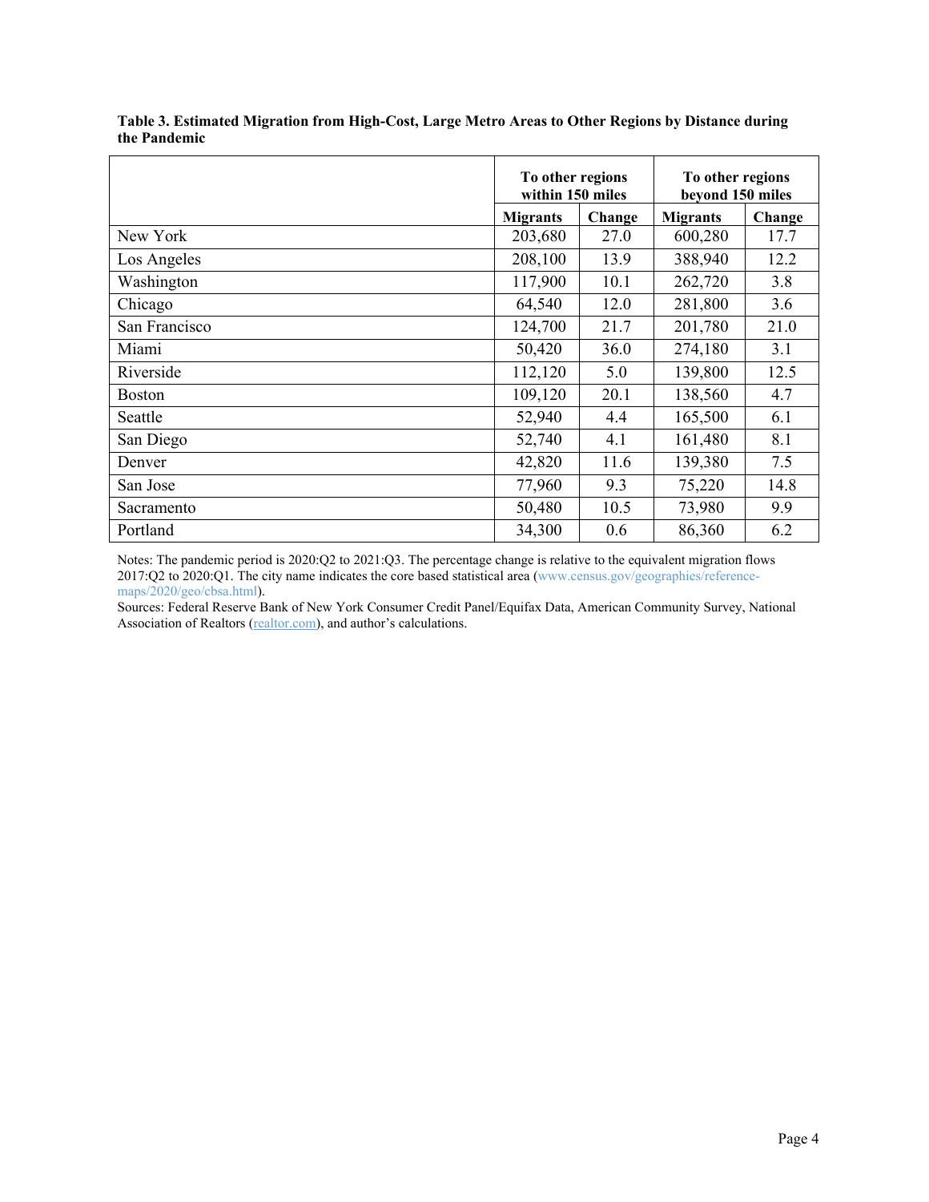**Table 3. Estimated Migration from High-Cost, Large Metro Areas to Other Regions by Distance during the Pandemic**

| | To other regions within 150 miles | | To other regions beyond 150 miles | |
|---|---|---|---|---|
| | Migrants | Change | Migrants | Change |
| New York | 203,680 | 27.0 | 600,280 | 17.7 |
| Los Angeles | 208,100 | 13.9 | 388,940 | 12.2 |
| Washington | 117,900 | 10.1 | 262,720 | 3.8 |
| Chicago | 64,540 | 12.0 | 281,800 | 3.6 |
| San Francisco | 124,700 | 21.7 | 201,780 | 21.0 |
| Miami | 50,420 | 36.0 | 274,180 | 3.1 |
| Riverside | 112,120 | 5.0 | 139,800 | 12.5 |
| Boston | 109,120 | 20.1 | 138,560 | 4.7 |
| Seattle | 52,940 | 4.4 | 165,500 | 6.1 |
| San Diego | 52,740 | 4.1 | 161,480 | 8.1 |
| Denver | 42,820 | 11.6 | 139,380 | 7.5 |
| San Jose | 77,960 | 9.3 | 75,220 | 14.8 |
| Sacramento | 50,480 | 10.5 | 73,980 | 9.9 |
| Portland | 34,300 | 0.6 | 86,360 | 6.2 |

Notes: The pandemic period is 2020:Q2 to 2021:Q3. The percentage change is relative to the equivalent migration flows 2017:Q2 to 2020:Q1. The city name indicates the core based statistical area (www.census.gov/geographies/reference-maps/2020/geo/cbsa.html).

Sources: Federal Reserve Bank of New York Consumer Credit Panel/Equifax Data, American Community Survey, National Association of Realtors (realtor.com), and author's calculations.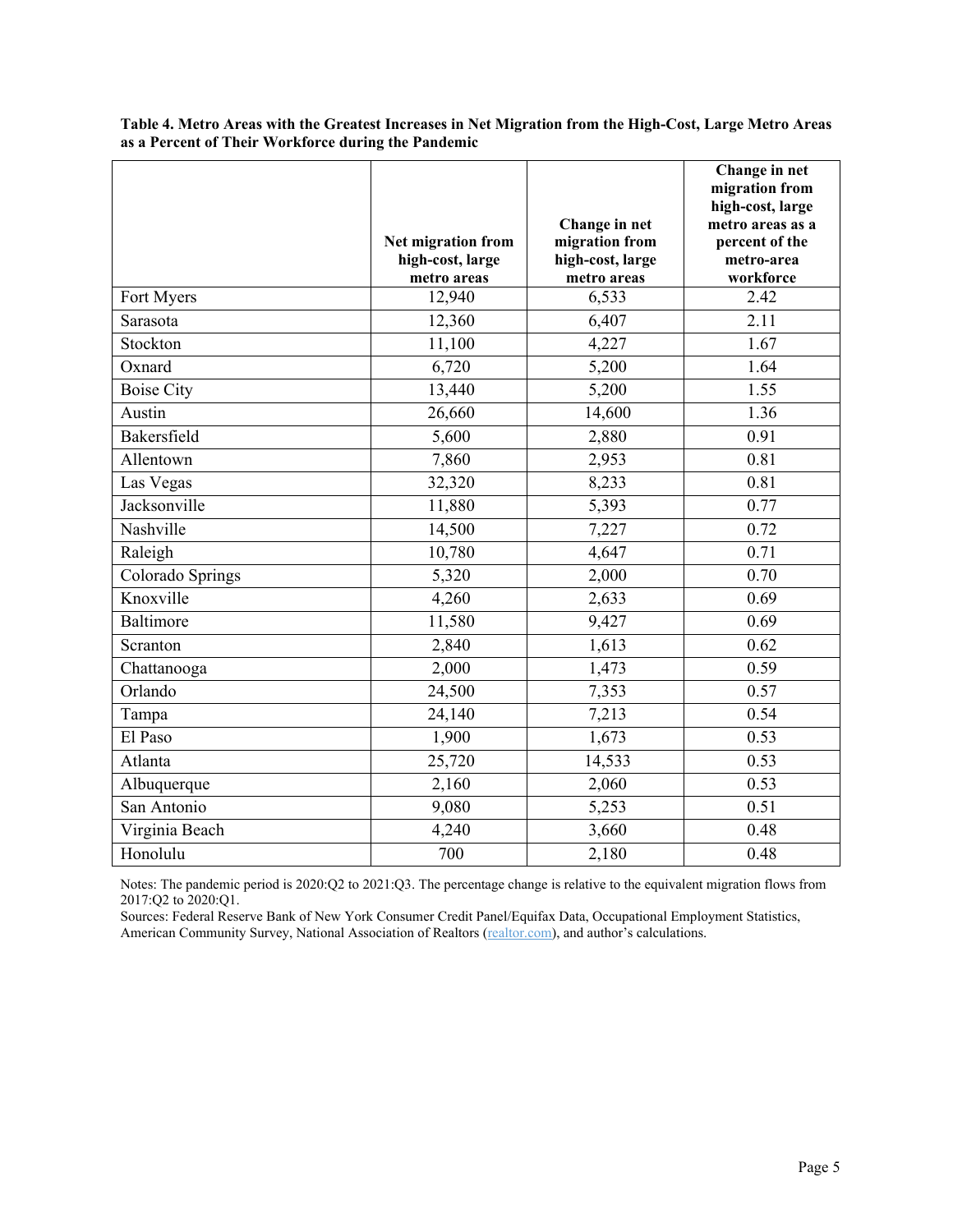**Table 4. Metro Areas with the Greatest Increases in Net Migration from the High-Cost, Large Metro Areas as a Percent of Their Workforce during the Pandemic**

| | Net migration from high-cost, large metro areas | Change in net migration from high-cost, large metro areas | Change in net migration from high-cost, large metro areas as a percent of the metro-area workforce |
|---|---|---|---|
| Fort Myers | 12,940 | 6,533 | 2.42 |
| Sarasota | 12,360 | 6,407 | 2.11 |
| Stockton | 11,100 | 4,227 | 1.67 |
| Oxnard | 6,720 | 5,200 | 1.64 |
| Boise City | 13,440 | 5,200 | 1.55 |
| Austin | 26,660 | 14,600 | 1.36 |
| Bakersfield | 5,600 | 2,880 | 0.91 |
| Allentown | 7,860 | 2,953 | 0.81 |
| Las Vegas | 32,320 | 8,233 | 0.81 |
| Jacksonville | 11,880 | 5,393 | 0.77 |
| Nashville | 14,500 | 7,227 | 0.72 |
| Raleigh | 10,780 | 4,647 | 0.71 |
| Colorado Springs | 5,320 | 2,000 | 0.70 |
| Knoxville | 4,260 | 2,633 | 0.69 |
| Baltimore | 11,580 | 9,427 | 0.69 |
| Scranton | 2,840 | 1,613 | 0.62 |
| Chattanooga | 2,000 | 1,473 | 0.59 |
| Orlando | 24,500 | 7,353 | 0.57 |
| Tampa | 24,140 | 7,213 | 0.54 |
| El Paso | 1,900 | 1,673 | 0.53 |
| Atlanta | 25,720 | 14,533 | 0.53 |
| Albuquerque | 2,160 | 2,060 | 0.53 |
| San Antonio | 9,080 | 5,253 | 0.51 |
| Virginia Beach | 4,240 | 3,660 | 0.48 |
| Honolulu | 700 | 2,180 | 0.48 |

Notes: The pandemic period is 2020:Q2 to 2021:Q3. The percentage change is relative to the equivalent migration flows from 2017:Q2 to 2020:Q1.

Sources: Federal Reserve Bank of New York Consumer Credit Panel/Equifax Data, Occupational Employment Statistics, American Community Survey, National Association of Realtors (realtor.com), and author's calculations.